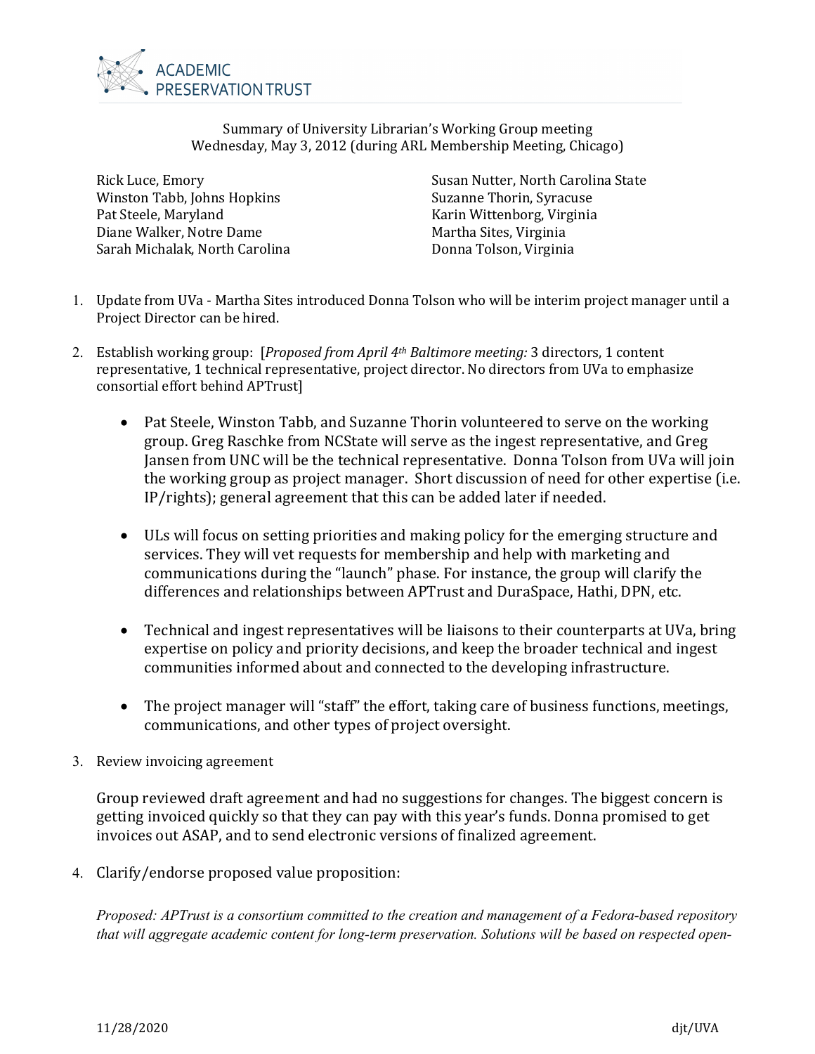ACADEMIC PRESERVATION TRUST

Summary of University Librarian's Working Group meeting
Wednesday, May 3, 2012 (during ARL Membership Meeting, Chicago)

Rick Luce, Emory
Winston Tabb, Johns Hopkins
Pat Steele, Maryland
Diane Walker, Notre Dame
Sarah Michalak, North Carolina
Susan Nutter, North Carolina State
Suzanne Thorin, Syracuse
Karin Wittenborg, Virginia
Martha Sites, Virginia
Donna Tolson, Virginia

1. Update from UVa - Martha Sites introduced Donna Tolson who will be interim project manager until a Project Director can be hired.

2. Establish working group: [*Proposed from April 4th Baltimore meeting:* 3 directors, 1 content representative, 1 technical representative, project director. No directors from UVa to emphasize consortial effort behind APTrust]

   - Pat Steele, Winston Tabb, and Suzanne Thorin volunteered to serve on the working group. Greg Raschke from NCState will serve as the ingest representative, and Greg Jansen from UNC will be the technical representative. Donna Tolson from UVa will join the working group as project manager. Short discussion of need for other expertise (i.e. IP/rights); general agreement that this can be added later if needed.

   - ULs will focus on setting priorities and making policy for the emerging structure and services. They will vet requests for membership and help with marketing and communications during the "launch" phase. For instance, the group will clarify the differences and relationships between APTrust and DuraSpace, Hathi, DPN, etc.

   - Technical and ingest representatives will be liaisons to their counterparts at UVa, bring expertise on policy and priority decisions, and keep the broader technical and ingest communities informed about and connected to the developing infrastructure.

   - The project manager will "staff" the effort, taking care of business functions, meetings, communications, and other types of project oversight.

3. Review invoicing agreement

   Group reviewed draft agreement and had no suggestions for changes. The biggest concern is getting invoiced quickly so that they can pay with this year's funds. Donna promised to get invoices out ASAP, and to send electronic versions of finalized agreement.

4. Clarify/endorse proposed value proposition:

   *Proposed: APTrust is a consortium committed to the creation and management of a Fedora-based repository that will aggregate academic content for long-term preservation. Solutions will be based on respected open-*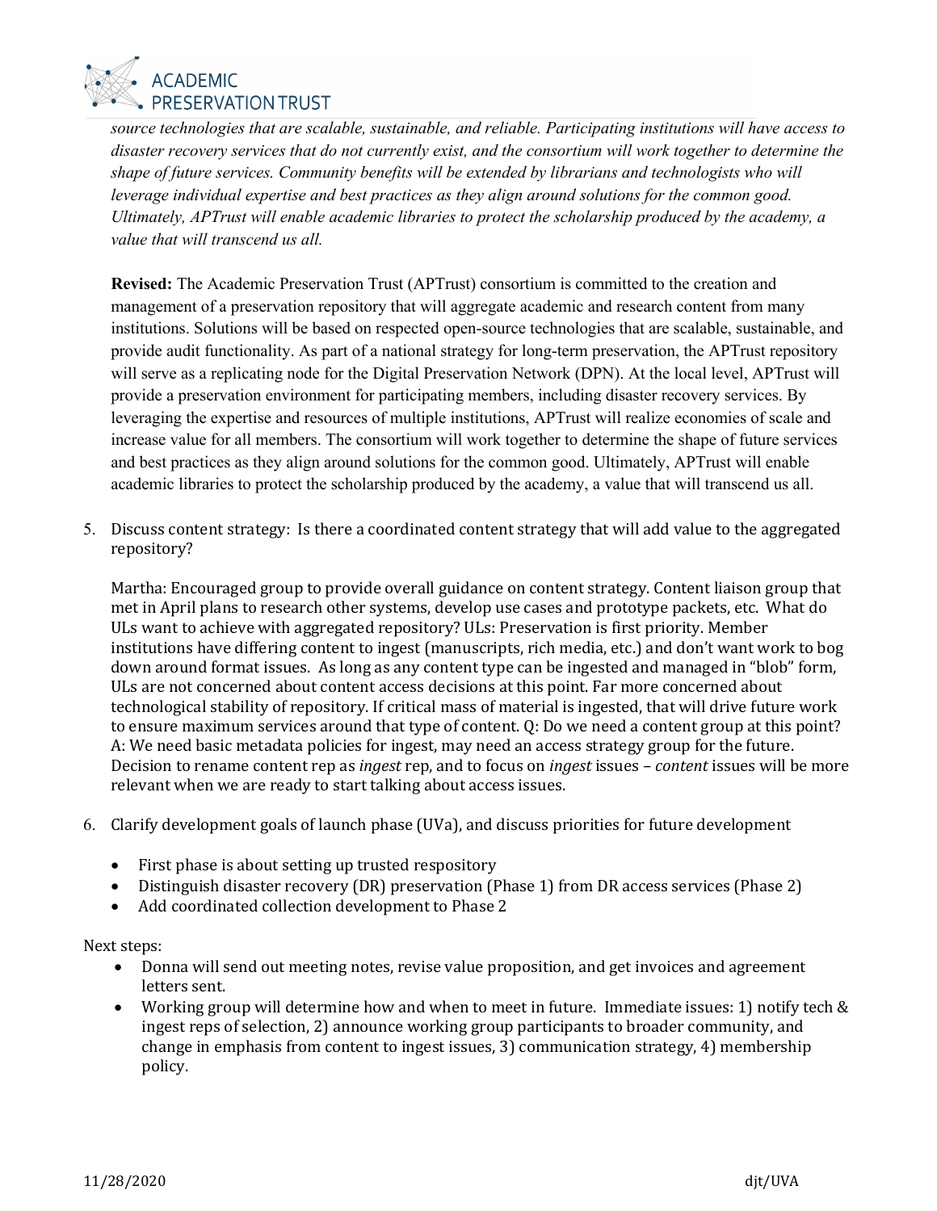*source technologies that are scalable, sustainable, and reliable. Participating institutions will have access to disaster recovery services that do not currently exist, and the consortium will work together to determine the shape of future services. Community benefits will be extended by librarians and technologists who will leverage individual expertise and best practices as they align around solutions for the common good. Ultimately, APTrust will enable academic libraries to protect the scholarship produced by the academy, a value that will transcend us all.*

**Revised:** The Academic Preservation Trust (APTrust) consortium is committed to the creation and management of a preservation repository that will aggregate academic and research content from many institutions. Solutions will be based on respected open-source technologies that are scalable, sustainable, and provide audit functionality. As part of a national strategy for long-term preservation, the APTrust repository will serve as a replicating node for the Digital Preservation Network (DPN). At the local level, APTrust will provide a preservation environment for participating members, including disaster recovery services. By leveraging the expertise and resources of multiple institutions, APTrust will realize economies of scale and increase value for all members. The consortium will work together to determine the shape of future services and best practices as they align around solutions for the common good. Ultimately, APTrust will enable academic libraries to protect the scholarship produced by the academy, a value that will transcend us all.

5. Discuss content strategy: Is there a coordinated content strategy that will add value to the aggregated repository?

   Martha: Encouraged group to provide overall guidance on content strategy. Content liaison group that met in April plans to research other systems, develop use cases and prototype packets, etc. What do ULs want to achieve with aggregated repository? ULs: Preservation is first priority. Member institutions have differing content to ingest (manuscripts, rich media, etc.) and don't want work to bog down around format issues. As long as any content type can be ingested and managed in "blob" form, ULs are not concerned about content access decisions at this point. Far more concerned about technological stability of repository. If critical mass of material is ingested, that will drive future work to ensure maximum services around that type of content. Q: Do we need a content group at this point? A: We need basic metadata policies for ingest, may need an access strategy group for the future. Decision to rename content rep as *ingest* rep, and to focus on *ingest* issues – *content* issues will be more relevant when we are ready to start talking about access issues.

6. Clarify development goals of launch phase (UVa), and discuss priorities for future development

   - First phase is about setting up trusted respository
   - Distinguish disaster recovery (DR) preservation (Phase 1) from DR access services (Phase 2)
   - Add coordinated collection development to Phase 2

Next steps:

- Donna will send out meeting notes, revise value proposition, and get invoices and agreement letters sent.
- Working group will determine how and when to meet in future. Immediate issues: 1) notify tech & ingest reps of selection, 2) announce working group participants to broader community, and change in emphasis from content to ingest issues, 3) communication strategy, 4) membership policy.